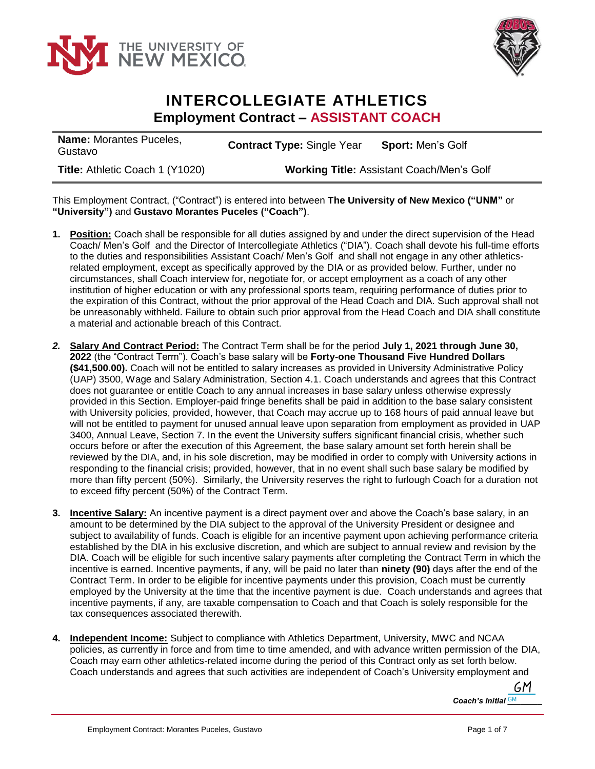# INTERCOLLEGIATE ATHLETICS

## Employment Contract – ASSISTANT COACH

| **Name:** Morantes Puceles, Gustavo | **Contract Type:** Single Year | **Sport:** Men's Golf |
|---|---|---|
| **Title:** Athletic Coach 1 (Y1020) | **Working Title:** Assistant Coach/Men's Golf | |

This Employment Contract, ("Contract") is entered into between **The University of New Mexico ("UNM"** or **"University")** and **Gustavo Morantes Puceles ("Coach")**.

1. **Position:** Coach shall be responsible for all duties assigned by and under the direct supervision of the Head Coach/ Men's Golf and the Director of Intercollegiate Athletics ("DIA"). Coach shall devote his full-time efforts to the duties and responsibilities Assistant Coach/ Men's Golf and shall not engage in any other athletics-related employment, except as specifically approved by the DIA or as provided below. Further, under no circumstances, shall Coach interview for, negotiate for, or accept employment as a coach of any other institution of higher education or with any professional sports team, requiring performance of duties prior to the expiration of this Contract, without the prior approval of the Head Coach and DIA. Such approval shall not be unreasonably withheld. Failure to obtain such prior approval from the Head Coach and DIA shall constitute a material and actionable breach of this Contract.

2. **Salary And Contract Period:** The Contract Term shall be for the period **July 1, 2021 through June 30, 2022** (the "Contract Term"). Coach's base salary will be **Forty-one Thousand Five Hundred Dollars ($41,500.00).** Coach will not be entitled to salary increases as provided in University Administrative Policy (UAP) 3500, Wage and Salary Administration, Section 4.1. Coach understands and agrees that this Contract does not guarantee or entitle Coach to any annual increases in base salary unless otherwise expressly provided in this Section. Employer-paid fringe benefits shall be paid in addition to the base salary consistent with University policies, provided, however, that Coach may accrue up to 168 hours of paid annual leave but will not be entitled to payment for unused annual leave upon separation from employment as provided in UAP 3400, Annual Leave, Section 7. In the event the University suffers significant financial crisis, whether such occurs before or after the execution of this Agreement, the base salary amount set forth herein shall be reviewed by the DIA, and, in his sole discretion, may be modified in order to comply with University actions in responding to the financial crisis; provided, however, that in no event shall such base salary be modified by more than fifty percent (50%). Similarly, the University reserves the right to furlough Coach for a duration not to exceed fifty percent (50%) of the Contract Term.

3. **Incentive Salary:** An incentive payment is a direct payment over and above the Coach's base salary, in an amount to be determined by the DIA subject to the approval of the University President or designee and subject to availability of funds. Coach is eligible for an incentive payment upon achieving performance criteria established by the DIA in his exclusive discretion, and which are subject to annual review and revision by the DIA. Coach will be eligible for such incentive salary payments after completing the Contract Term in which the incentive is earned. Incentive payments, if any, will be paid no later than **ninety (90)** days after the end of the Contract Term. In order to be eligible for incentive payments under this provision, Coach must be currently employed by the University at the time that the incentive payment is due. Coach understands and agrees that incentive payments, if any, are taxable compensation to Coach and that Coach is solely responsible for the tax consequences associated therewith.

4. **Independent Income:** Subject to compliance with Athletics Department, University, MWC and NCAA policies, as currently in force and from time to time amended, and with advance written permission of the DIA, Coach may earn other athletics-related income during the period of this Contract only as set forth below. Coach understands and agrees that such activities are independent of Coach's University employment and

*Coach's Initial* GM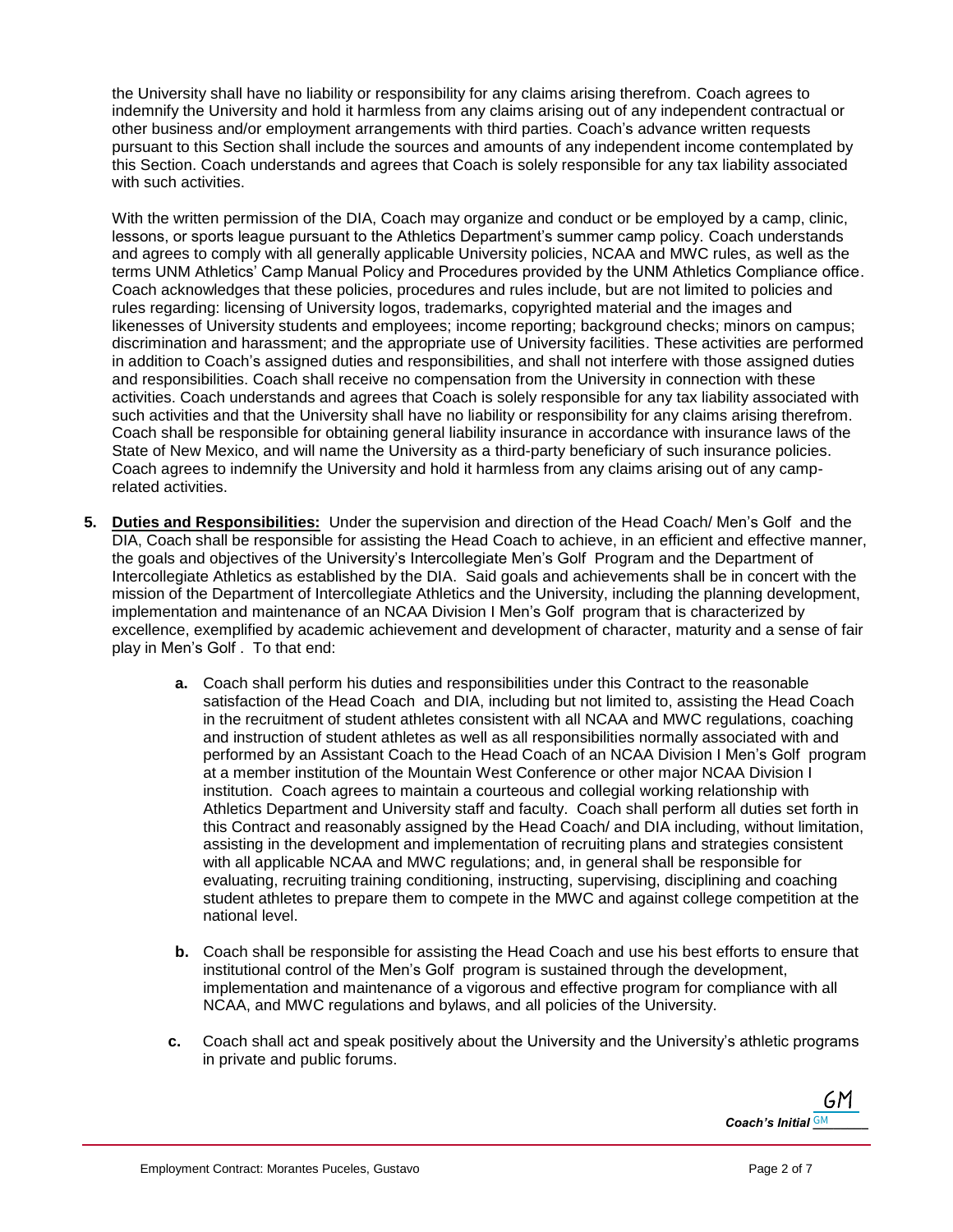the University shall have no liability or responsibility for any claims arising therefrom. Coach agrees to indemnify the University and hold it harmless from any claims arising out of any independent contractual or other business and/or employment arrangements with third parties. Coach's advance written requests pursuant to this Section shall include the sources and amounts of any independent income contemplated by this Section. Coach understands and agrees that Coach is solely responsible for any tax liability associated with such activities.

With the written permission of the DIA, Coach may organize and conduct or be employed by a camp, clinic, lessons, or sports league pursuant to the Athletics Department's summer camp policy. Coach understands and agrees to comply with all generally applicable University policies, NCAA and MWC rules, as well as the terms UNM Athletics' Camp Manual Policy and Procedures provided by the UNM Athletics Compliance office. Coach acknowledges that these policies, procedures and rules include, but are not limited to policies and rules regarding: licensing of University logos, trademarks, copyrighted material and the images and likenesses of University students and employees; income reporting; background checks; minors on campus; discrimination and harassment; and the appropriate use of University facilities. These activities are performed in addition to Coach's assigned duties and responsibilities, and shall not interfere with those assigned duties and responsibilities. Coach shall receive no compensation from the University in connection with these activities. Coach understands and agrees that Coach is solely responsible for any tax liability associated with such activities and that the University shall have no liability or responsibility for any claims arising therefrom. Coach shall be responsible for obtaining general liability insurance in accordance with insurance laws of the State of New Mexico, and will name the University as a third-party beneficiary of such insurance policies. Coach agrees to indemnify the University and hold it harmless from any claims arising out of any camp-related activities.

5. **Duties and Responsibilities:** Under the supervision and direction of the Head Coach/ Men's Golf and the DIA, Coach shall be responsible for assisting the Head Coach to achieve, in an efficient and effective manner, the goals and objectives of the University's Intercollegiate Men's Golf Program and the Department of Intercollegiate Athletics as established by the DIA. Said goals and achievements shall be in concert with the mission of the Department of Intercollegiate Athletics and the University, including the planning development, implementation and maintenance of an NCAA Division I Men's Golf program that is characterized by excellence, exemplified by academic achievement and development of character, maturity and a sense of fair play in Men's Golf . To that end:

   **a.** Coach shall perform his duties and responsibilities under this Contract to the reasonable satisfaction of the Head Coach and DIA, including but not limited to, assisting the Head Coach in the recruitment of student athletes consistent with all NCAA and MWC regulations, coaching and instruction of student athletes as well as all responsibilities normally associated with and performed by an Assistant Coach to the Head Coach of an NCAA Division I Men's Golf program at a member institution of the Mountain West Conference or other major NCAA Division I institution. Coach agrees to maintain a courteous and collegial working relationship with Athletics Department and University staff and faculty. Coach shall perform all duties set forth in this Contract and reasonably assigned by the Head Coach/ and DIA including, without limitation, assisting in the development and implementation of recruiting plans and strategies consistent with all applicable NCAA and MWC regulations; and, in general shall be responsible for evaluating, recruiting training conditioning, instructing, supervising, disciplining and coaching student athletes to prepare them to compete in the MWC and against college competition at the national level.

   **b.** Coach shall be responsible for assisting the Head Coach and use his best efforts to ensure that institutional control of the Men's Golf program is sustained through the development, implementation and maintenance of a vigorous and effective program for compliance with all NCAA, and MWC regulations and bylaws, and all policies of the University.

   **c.** Coach shall act and speak positively about the University and the University's athletic programs in private and public forums.

GM
***Coach's Initial*** GM

Employment Contract: Morantes Puceles, Gustavo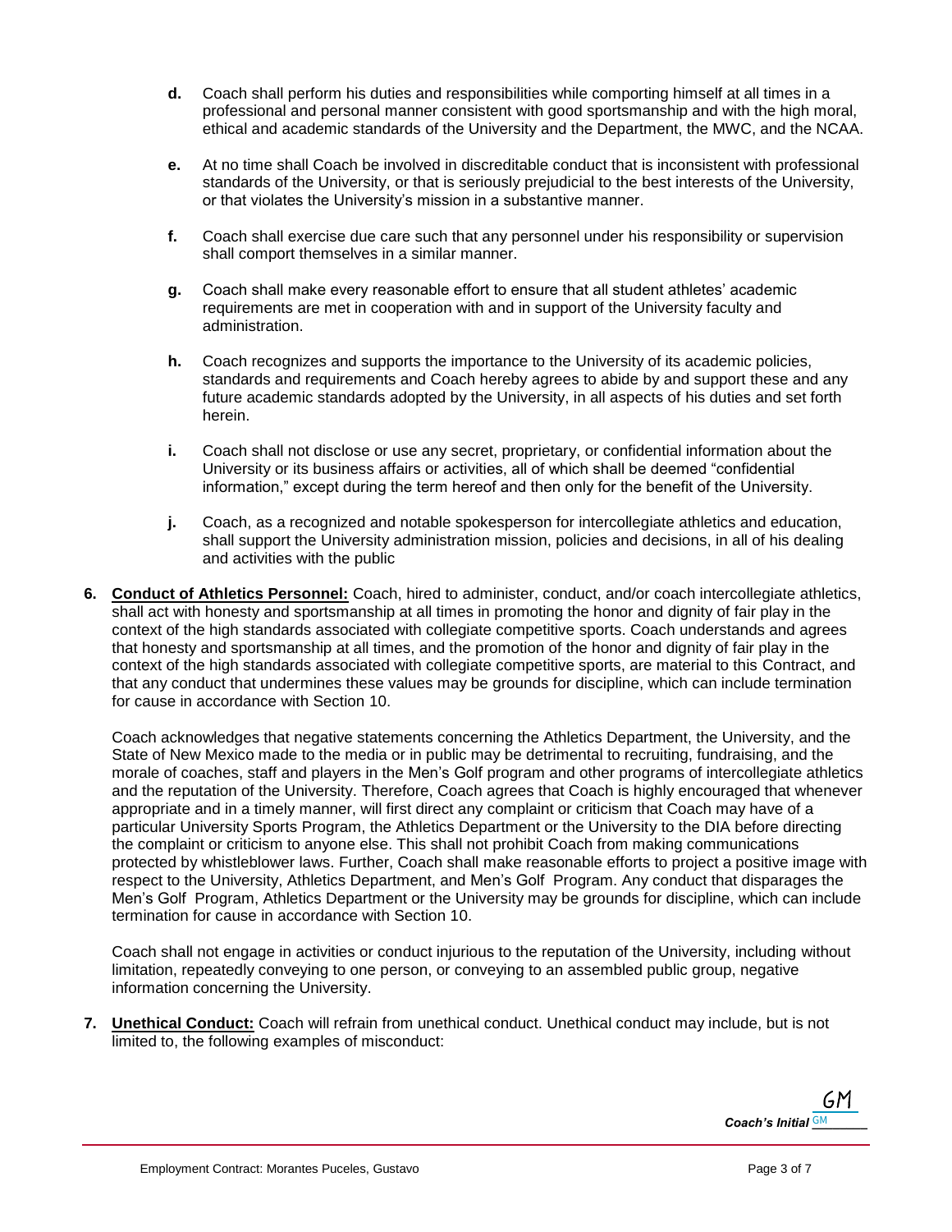**d.** Coach shall perform his duties and responsibilities while comporting himself at all times in a professional and personal manner consistent with good sportsmanship and with the high moral, ethical and academic standards of the University and the Department, the MWC, and the NCAA.

**e.** At no time shall Coach be involved in discreditable conduct that is inconsistent with professional standards of the University, or that is seriously prejudicial to the best interests of the University, or that violates the University's mission in a substantive manner.

**f.** Coach shall exercise due care such that any personnel under his responsibility or supervision shall comport themselves in a similar manner.

**g.** Coach shall make every reasonable effort to ensure that all student athletes' academic requirements are met in cooperation with and in support of the University faculty and administration.

**h.** Coach recognizes and supports the importance to the University of its academic policies, standards and requirements and Coach hereby agrees to abide by and support these and any future academic standards adopted by the University, in all aspects of his duties and set forth herein.

**i.** Coach shall not disclose or use any secret, proprietary, or confidential information about the University or its business affairs or activities, all of which shall be deemed "confidential information," except during the term hereof and then only for the benefit of the University.

**j.** Coach, as a recognized and notable spokesperson for intercollegiate athletics and education, shall support the University administration mission, policies and decisions, in all of his dealing and activities with the public

**6. Conduct of Athletics Personnel:** Coach, hired to administer, conduct, and/or coach intercollegiate athletics, shall act with honesty and sportsmanship at all times in promoting the honor and dignity of fair play in the context of the high standards associated with collegiate competitive sports. Coach understands and agrees that honesty and sportsmanship at all times, and the promotion of the honor and dignity of fair play in the context of the high standards associated with collegiate competitive sports, are material to this Contract, and that any conduct that undermines these values may be grounds for discipline, which can include termination for cause in accordance with Section 10.

Coach acknowledges that negative statements concerning the Athletics Department, the University, and the State of New Mexico made to the media or in public may be detrimental to recruiting, fundraising, and the morale of coaches, staff and players in the Men's Golf program and other programs of intercollegiate athletics and the reputation of the University. Therefore, Coach agrees that Coach is highly encouraged that whenever appropriate and in a timely manner, will first direct any complaint or criticism that Coach may have of a particular University Sports Program, the Athletics Department or the University to the DIA before directing the complaint or criticism to anyone else. This shall not prohibit Coach from making communications protected by whistleblower laws. Further, Coach shall make reasonable efforts to project a positive image with respect to the University, Athletics Department, and Men's Golf Program. Any conduct that disparages the Men's Golf Program, Athletics Department or the University may be grounds for discipline, which can include termination for cause in accordance with Section 10.

Coach shall not engage in activities or conduct injurious to the reputation of the University, including without limitation, repeatedly conveying to one person, or conveying to an assembled public group, negative information concerning the University.

**7. Unethical Conduct:** Coach will refrain from unethical conduct. Unethical conduct may include, but is not limited to, the following examples of misconduct:

GM
*Coach's Initial* GM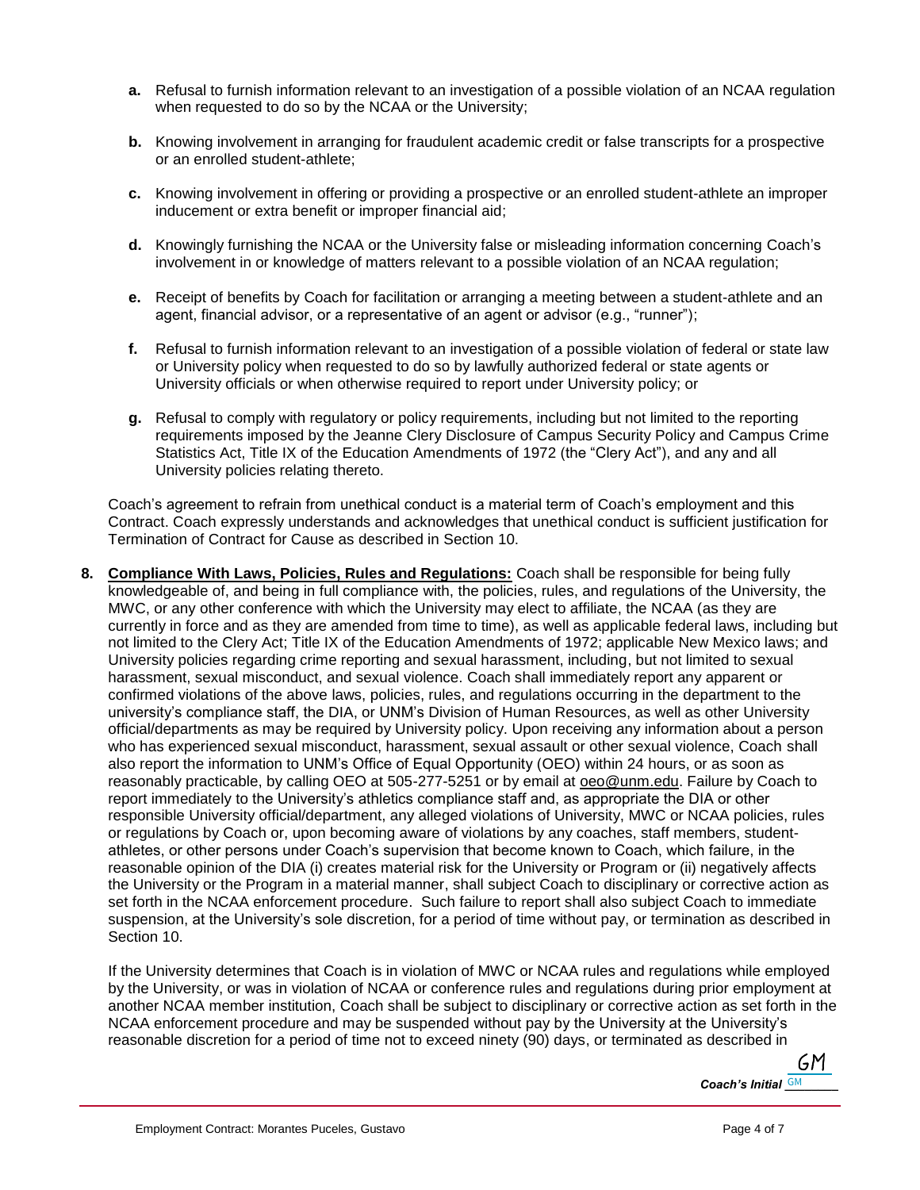a. Refusal to furnish information relevant to an investigation of a possible violation of an NCAA regulation when requested to do so by the NCAA or the University;

b. Knowing involvement in arranging for fraudulent academic credit or false transcripts for a prospective or an enrolled student-athlete;

c. Knowing involvement in offering or providing a prospective or an enrolled student-athlete an improper inducement or extra benefit or improper financial aid;

d. Knowingly furnishing the NCAA or the University false or misleading information concerning Coach's involvement in or knowledge of matters relevant to a possible violation of an NCAA regulation;

e. Receipt of benefits by Coach for facilitation or arranging a meeting between a student-athlete and an agent, financial advisor, or a representative of an agent or advisor (e.g., "runner");

f. Refusal to furnish information relevant to an investigation of a possible violation of federal or state law or University policy when requested to do so by lawfully authorized federal or state agents or University officials or when otherwise required to report under University policy; or

g. Refusal to comply with regulatory or policy requirements, including but not limited to the reporting requirements imposed by the Jeanne Clery Disclosure of Campus Security Policy and Campus Crime Statistics Act, Title IX of the Education Amendments of 1972 (the "Clery Act"), and any and all University policies relating thereto.

Coach's agreement to refrain from unethical conduct is a material term of Coach's employment and this Contract. Coach expressly understands and acknowledges that unethical conduct is sufficient justification for Termination of Contract for Cause as described in Section 10.

8. **Compliance With Laws, Policies, Rules and Regulations:** Coach shall be responsible for being fully knowledgeable of, and being in full compliance with, the policies, rules, and regulations of the University, the MWC, or any other conference with which the University may elect to affiliate, the NCAA (as they are currently in force and as they are amended from time to time), as well as applicable federal laws, including but not limited to the Clery Act; Title IX of the Education Amendments of 1972; applicable New Mexico laws; and University policies regarding crime reporting and sexual harassment, including, but not limited to sexual harassment, sexual misconduct, and sexual violence. Coach shall immediately report any apparent or confirmed violations of the above laws, policies, rules, and regulations occurring in the department to the university's compliance staff, the DIA, or UNM's Division of Human Resources, as well as other University official/departments as may be required by University policy. Upon receiving any information about a person who has experienced sexual misconduct, harassment, sexual assault or other sexual violence, Coach shall also report the information to UNM's Office of Equal Opportunity (OEO) within 24 hours, or as soon as reasonably practicable, by calling OEO at 505-277-5251 or by email at oeo@unm.edu. Failure by Coach to report immediately to the University's athletics compliance staff and, as appropriate the DIA or other responsible University official/department, any alleged violations of University, MWC or NCAA policies, rules or regulations by Coach or, upon becoming aware of violations by any coaches, staff members, student-athletes, or other persons under Coach's supervision that become known to Coach, which failure, in the reasonable opinion of the DIA (i) creates material risk for the University or Program or (ii) negatively affects the University or the Program in a material manner, shall subject Coach to disciplinary or corrective action as set forth in the NCAA enforcement procedure. Such failure to report shall also subject Coach to immediate suspension, at the University's sole discretion, for a period of time without pay, or termination as described in Section 10.

If the University determines that Coach is in violation of MWC or NCAA rules and regulations while employed by the University, or was in violation of NCAA or conference rules and regulations during prior employment at another NCAA member institution, Coach shall be subject to disciplinary or corrective action as set forth in the NCAA enforcement procedure and may be suspended without pay by the University at the University's reasonable discretion for a period of time not to exceed ninety (90) days, or terminated as described in

*Coach's Initial* GM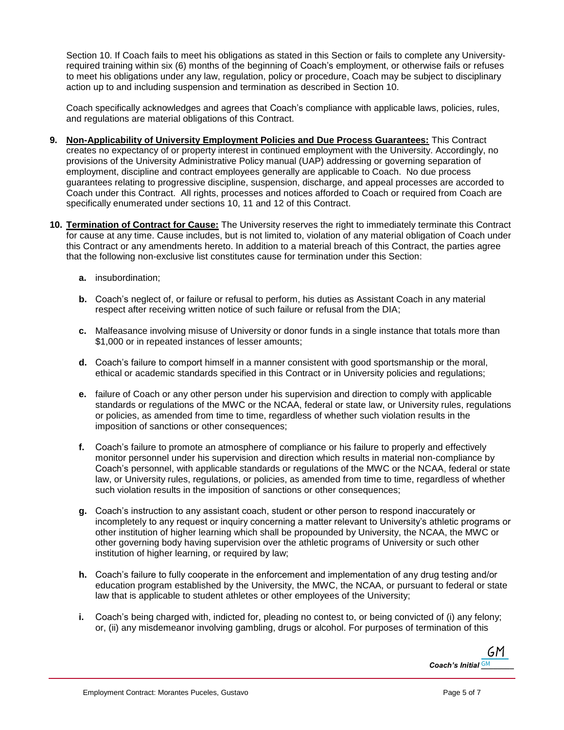Section 10. If Coach fails to meet his obligations as stated in this Section or fails to complete any University-required training within six (6) months of the beginning of Coach's employment, or otherwise fails or refuses to meet his obligations under any law, regulation, policy or procedure, Coach may be subject to disciplinary action up to and including suspension and termination as described in Section 10.

Coach specifically acknowledges and agrees that Coach's compliance with applicable laws, policies, rules, and regulations are material obligations of this Contract.

**9. <u>Non-Applicability of University Employment Policies and Due Process Guarantees:</u>** This Contract creates no expectancy of or property interest in continued employment with the University. Accordingly, no provisions of the University Administrative Policy manual (UAP) addressing or governing separation of employment, discipline and contract employees generally are applicable to Coach. No due process guarantees relating to progressive discipline, suspension, discharge, and appeal processes are accorded to Coach under this Contract. All rights, processes and notices afforded to Coach or required from Coach are specifically enumerated under sections 10, 11 and 12 of this Contract.

**10. <u>Termination of Contract for Cause:</u>** The University reserves the right to immediately terminate this Contract for cause at any time. Cause includes, but is not limited to, violation of any material obligation of Coach under this Contract or any amendments hereto. In addition to a material breach of this Contract, the parties agree that the following non-exclusive list constitutes cause for termination under this Section:

**a.** insubordination;

**b.** Coach's neglect of, or failure or refusal to perform, his duties as Assistant Coach in any material respect after receiving written notice of such failure or refusal from the DIA;

**c.** Malfeasance involving misuse of University or donor funds in a single instance that totals more than $1,000 or in repeated instances of lesser amounts;

**d.** Coach's failure to comport himself in a manner consistent with good sportsmanship or the moral, ethical or academic standards specified in this Contract or in University policies and regulations;

**e.** failure of Coach or any other person under his supervision and direction to comply with applicable standards or regulations of the MWC or the NCAA, federal or state law, or University rules, regulations or policies, as amended from time to time, regardless of whether such violation results in the imposition of sanctions or other consequences;

**f.** Coach's failure to promote an atmosphere of compliance or his failure to properly and effectively monitor personnel under his supervision and direction which results in material non-compliance by Coach's personnel, with applicable standards or regulations of the MWC or the NCAA, federal or state law, or University rules, regulations, or policies, as amended from time to time, regardless of whether such violation results in the imposition of sanctions or other consequences;

**g.** Coach's instruction to any assistant coach, student or other person to respond inaccurately or incompletely to any request or inquiry concerning a matter relevant to University's athletic programs or other institution of higher learning which shall be propounded by University, the NCAA, the MWC or other governing body having supervision over the athletic programs of University or such other institution of higher learning, or required by law;

**h.** Coach's failure to fully cooperate in the enforcement and implementation of any drug testing and/or education program established by the University, the MWC, the NCAA, or pursuant to federal or state law that is applicable to student athletes or other employees of the University;

**i.** Coach's being charged with, indicted for, pleading no contest to, or being convicted of (i) any felony; or, (ii) any misdemeanor involving gambling, drugs or alcohol. For purposes of termination of this

*Coach's Initial* GM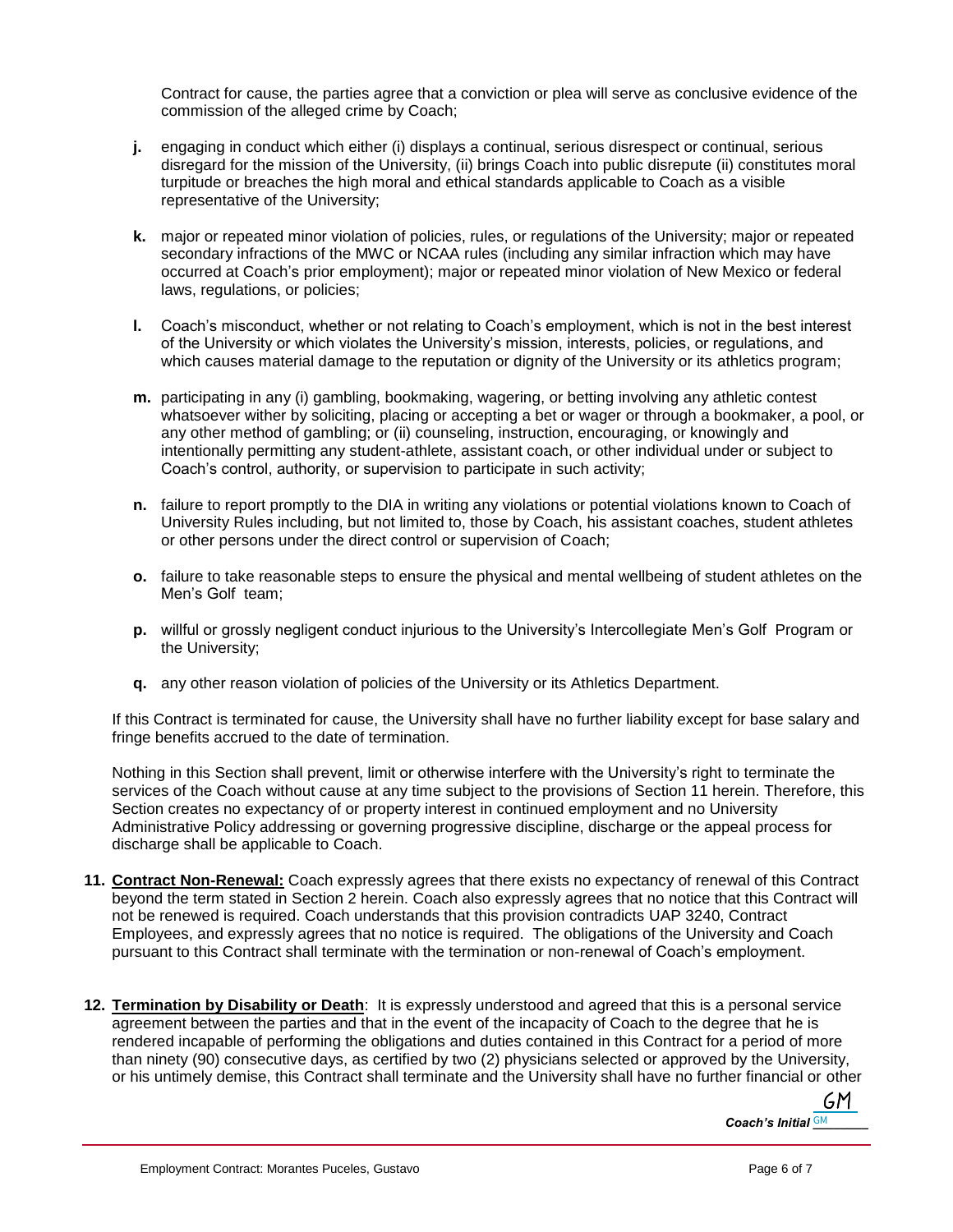Contract for cause, the parties agree that a conviction or plea will serve as conclusive evidence of the commission of the alleged crime by Coach;

**j.** engaging in conduct which either (i) displays a continual, serious disrespect or continual, serious disregard for the mission of the University, (ii) brings Coach into public disrepute (ii) constitutes moral turpitude or breaches the high moral and ethical standards applicable to Coach as a visible representative of the University;

**k.** major or repeated minor violation of policies, rules, or regulations of the University; major or repeated secondary infractions of the MWC or NCAA rules (including any similar infraction which may have occurred at Coach's prior employment); major or repeated minor violation of New Mexico or federal laws, regulations, or policies;

**l.** Coach's misconduct, whether or not relating to Coach's employment, which is not in the best interest of the University or which violates the University's mission, interests, policies, or regulations, and which causes material damage to the reputation or dignity of the University or its athletics program;

**m.** participating in any (i) gambling, bookmaking, wagering, or betting involving any athletic contest whatsoever wither by soliciting, placing or accepting a bet or wager or through a bookmaker, a pool, or any other method of gambling; or (ii) counseling, instruction, encouraging, or knowingly and intentionally permitting any student-athlete, assistant coach, or other individual under or subject to Coach's control, authority, or supervision to participate in such activity;

**n.** failure to report promptly to the DIA in writing any violations or potential violations known to Coach of University Rules including, but not limited to, those by Coach, his assistant coaches, student athletes or other persons under the direct control or supervision of Coach;

**o.** failure to take reasonable steps to ensure the physical and mental wellbeing of student athletes on the Men's Golf team;

**p.** willful or grossly negligent conduct injurious to the University's Intercollegiate Men's Golf Program or the University;

**q.** any other reason violation of policies of the University or its Athletics Department.

If this Contract is terminated for cause, the University shall have no further liability except for base salary and fringe benefits accrued to the date of termination.

Nothing in this Section shall prevent, limit or otherwise interfere with the University's right to terminate the services of the Coach without cause at any time subject to the provisions of Section 11 herein. Therefore, this Section creates no expectancy of or property interest in continued employment and no University Administrative Policy addressing or governing progressive discipline, discharge or the appeal process for discharge shall be applicable to Coach.

**11. <u>Contract Non-Renewal:</u>** Coach expressly agrees that there exists no expectancy of renewal of this Contract beyond the term stated in Section 2 herein. Coach also expressly agrees that no notice that this Contract will not be renewed is required. Coach understands that this provision contradicts UAP 3240, Contract Employees, and expressly agrees that no notice is required. The obligations of the University and Coach pursuant to this Contract shall terminate with the termination or non-renewal of Coach's employment.

**12. <u>Termination by Disability or Death</u>:** It is expressly understood and agreed that this is a personal service agreement between the parties and that in the event of the incapacity of Coach to the degree that he is rendered incapable of performing the obligations and duties contained in this Contract for a period of more than ninety (90) consecutive days, as certified by two (2) physicians selected or approved by the University, or his untimely demise, this Contract shall terminate and the University shall have no further financial or other

GM
***Coach's Initial*** GM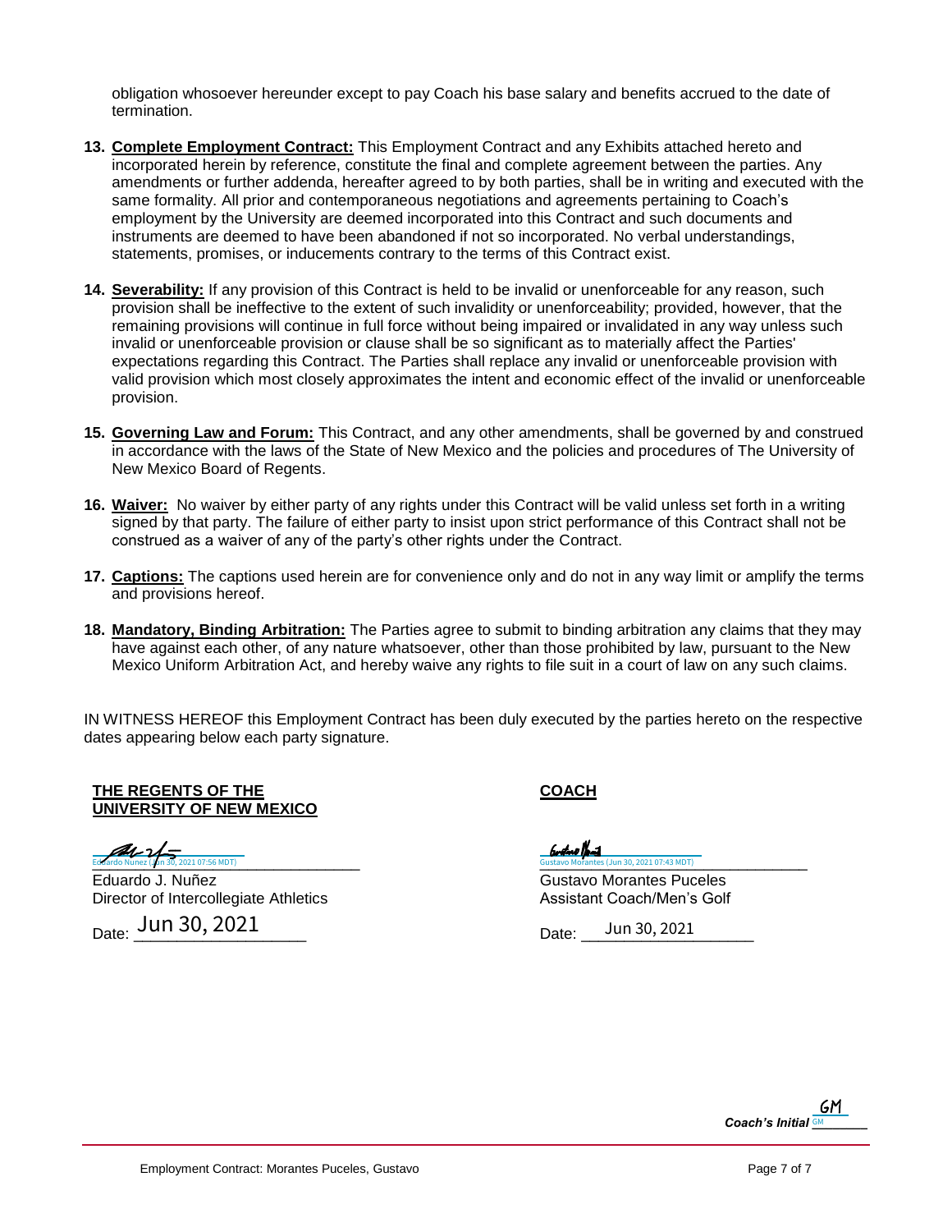obligation whosoever hereunder except to pay Coach his base salary and benefits accrued to the date of termination.

13. **Complete Employment Contract:** This Employment Contract and any Exhibits attached hereto and incorporated herein by reference, constitute the final and complete agreement between the parties. Any amendments or further addenda, hereafter agreed to by both parties, shall be in writing and executed with the same formality. All prior and contemporaneous negotiations and agreements pertaining to Coach's employment by the University are deemed incorporated into this Contract and such documents and instruments are deemed to have been abandoned if not so incorporated. No verbal understandings, statements, promises, or inducements contrary to the terms of this Contract exist.

14. **Severability:** If any provision of this Contract is held to be invalid or unenforceable for any reason, such provision shall be ineffective to the extent of such invalidity or unenforceability; provided, however, that the remaining provisions will continue in full force without being impaired or invalidated in any way unless such invalid or unenforceable provision or clause shall be so significant as to materially affect the Parties' expectations regarding this Contract. The Parties shall replace any invalid or unenforceable provision with valid provision which most closely approximates the intent and economic effect of the invalid or unenforceable provision.

15. **Governing Law and Forum:** This Contract, and any other amendments, shall be governed by and construed in accordance with the laws of the State of New Mexico and the policies and procedures of The University of New Mexico Board of Regents.

16. **Waiver:** No waiver by either party of any rights under this Contract will be valid unless set forth in a writing signed by that party. The failure of either party to insist upon strict performance of this Contract shall not be construed as a waiver of any of the party's other rights under the Contract.

17. **Captions:** The captions used herein are for convenience only and do not in any way limit or amplify the terms and provisions hereof.

18. **Mandatory, Binding Arbitration:** The Parties agree to submit to binding arbitration any claims that they may have against each other, of any nature whatsoever, other than those prohibited by law, pursuant to the New Mexico Uniform Arbitration Act, and hereby waive any rights to file suit in a court of law on any such claims.

IN WITNESS HEREOF this Employment Contract has been duly executed by the parties hereto on the respective dates appearing below each party signature.

**THE REGENTS OF THE UNIVERSITY OF NEW MEXICO**

Eduardo Nunez (Jun 30, 2021 07:56 MDT)

Eduardo J. Nuñez
Director of Intercollegiate Athletics

Date: Jun 30, 2021

**COACH**

Gustavo Morantes (Jun 30, 2021 07:43 MDT)

Gustavo Morantes Puceles
Assistant Coach/Men's Golf

Date: Jun 30, 2021

***Coach's Initial*** GM